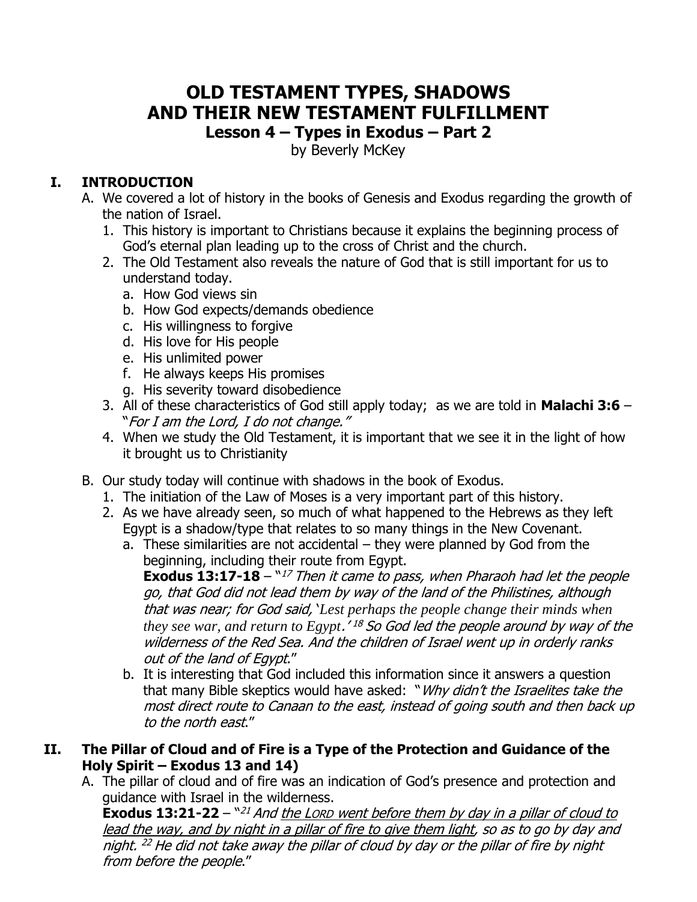# OLD TESTAMENT TYPES, SHADOWS AND THEIR NEW TESTAMENT FULFILLMENT

## Lesson 4 – Types in Exodus – Part 2

by Beverly McKey

## I. INTRODUCTION

A. We covered a lot of history in the books of Genesis and Exodus regarding the growth of the nation of Israel.

1. This history is important to Christians because it explains the beginning process of God's eternal plan leading up to the cross of Christ and the church.
2. The Old Testament also reveals the nature of God that is still important for us to understand today.
   a. How God views sin
   b. How God expects/demands obedience
   c. His willingness to forgive
   d. His love for His people
   e. His unlimited power
   f. He always keeps His promises
   g. His severity toward disobedience
3. All of these characteristics of God still apply today; as we are told in **Malachi 3:6** – "*For I am the Lord, I do not change."*
4. When we study the Old Testament, it is important that we see it in the light of how it brought us to Christianity

B. Our study today will continue with shadows in the book of Exodus.

1. The initiation of the Law of Moses is a very important part of this history.
2. As we have already seen, so much of what happened to the Hebrews as they left Egypt is a shadow/type that relates to so many things in the New Covenant.
   a. These similarities are not accidental – they were planned by God from the beginning, including their route from Egypt.
   **Exodus 13:17-18** – "*[17] Then it came to pass, when Pharaoh had let the people go, that God did not lead them by way of the land of the Philistines, although that was near; for God said, 'Lest perhaps the people change their minds when they see war, and return to Egypt.' [18] So God led the people around by way of the wilderness of the Red Sea. And the children of Israel went up in orderly ranks out of the land of Egypt*."
   b. It is interesting that God included this information since it answers a question that many Bible skeptics would have asked: "*Why didn't the Israelites take the most direct route to Canaan to the east, instead of going south and then back up to the north east*."

## II. The Pillar of Cloud and of Fire is a Type of the Protection and Guidance of the Holy Spirit – Exodus 13 and 14)

A. The pillar of cloud and of fire was an indication of God's presence and protection and guidance with Israel in the wilderness.
**Exodus 13:21-22** – "*[21] And <u>the LORD went before them by day in a pillar of cloud to lead the way, and by night in a pillar of fire to give them light</u>, so as to go by day and night. [22] He did not take away the pillar of cloud by day or the pillar of fire by night from before the people*."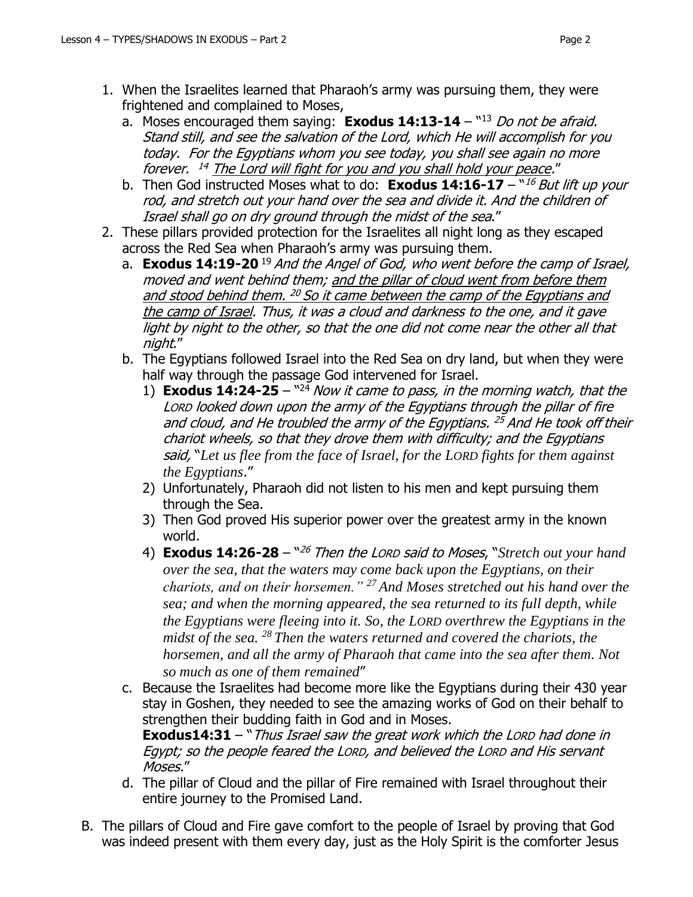1. When the Israelites learned that Pharaoh's army was pursuing them, they were frightened and complained to Moses,
   a. Moses encouraged them saying: **Exodus 14:13-14** – "[13] *Do not be afraid. Stand still, and see the salvation of the Lord, which He will accomplish for you today. For the Egyptians whom you see today, you shall see again no more forever.* [14] <u>*The Lord will fight for you and you shall hold your peace*</u>."
   b. Then God instructed Moses what to do: **Exodus 14:16-17** – "[16] *But lift up your rod, and stretch out your hand over the sea and divide it. And the children of Israel shall go on dry ground through the midst of the sea*."
2. These pillars provided protection for the Israelites all night long as they escaped across the Red Sea when Pharaoh's army was pursuing them.
   a. **Exodus 14:19-20** [19] *And the Angel of God, who went before the camp of Israel, moved and went behind them;* <u>*and the pillar of cloud went from before them and stood behind them.* [20] *So it came between the camp of the Egyptians and the camp of Israel*</u>*. Thus, it was a cloud and darkness to the one, and it gave light by night to the other, so that the one did not come near the other all that night*."
   b. The Egyptians followed Israel into the Red Sea on dry land, but when they were half way through the passage God intervened for Israel.
      1) **Exodus 14:24-25** – "[24] *Now it came to pass, in the morning watch, that the LORD looked down upon the army of the Egyptians through the pillar of fire and cloud, and He troubled the army of the Egyptians.* [25] *And He took off their chariot wheels, so that they drove them with difficulty; and the Egyptians said,* "*Let us flee from the face of Israel, for the LORD fights for them against the Egyptians*."
      2) Unfortunately, Pharaoh did not listen to his men and kept pursuing them through the Sea.
      3) Then God proved His superior power over the greatest army in the known world.
      4) **Exodus 14:26-28** – "[26] *Then the LORD said to Moses*, "*Stretch out your hand over the sea, that the waters may come back upon the Egyptians, on their chariots, and on their horsemen."* [27] *And Moses stretched out his hand over the sea; and when the morning appeared, the sea returned to its full depth, while the Egyptians were fleeing into it. So, the LORD overthrew the Egyptians in the midst of the sea.* [28] *Then the waters returned and covered the chariots, the horsemen, and all the army of Pharaoh that came into the sea after them. Not so much as one of them remained*"
   c. Because the Israelites had become more like the Egyptians during their 430 year stay in Goshen, they needed to see the amazing works of God on their behalf to strengthen their budding faith in God and in Moses.
      **Exodus14:31** – "*Thus Israel saw the great work which the LORD had done in Egypt; so the people feared the LORD, and believed the LORD and His servant Moses.*"
   d. The pillar of Cloud and the pillar of Fire remained with Israel throughout their entire journey to the Promised Land.

B. The pillars of Cloud and Fire gave comfort to the people of Israel by proving that God was indeed present with them every day, just as the Holy Spirit is the comforter Jesus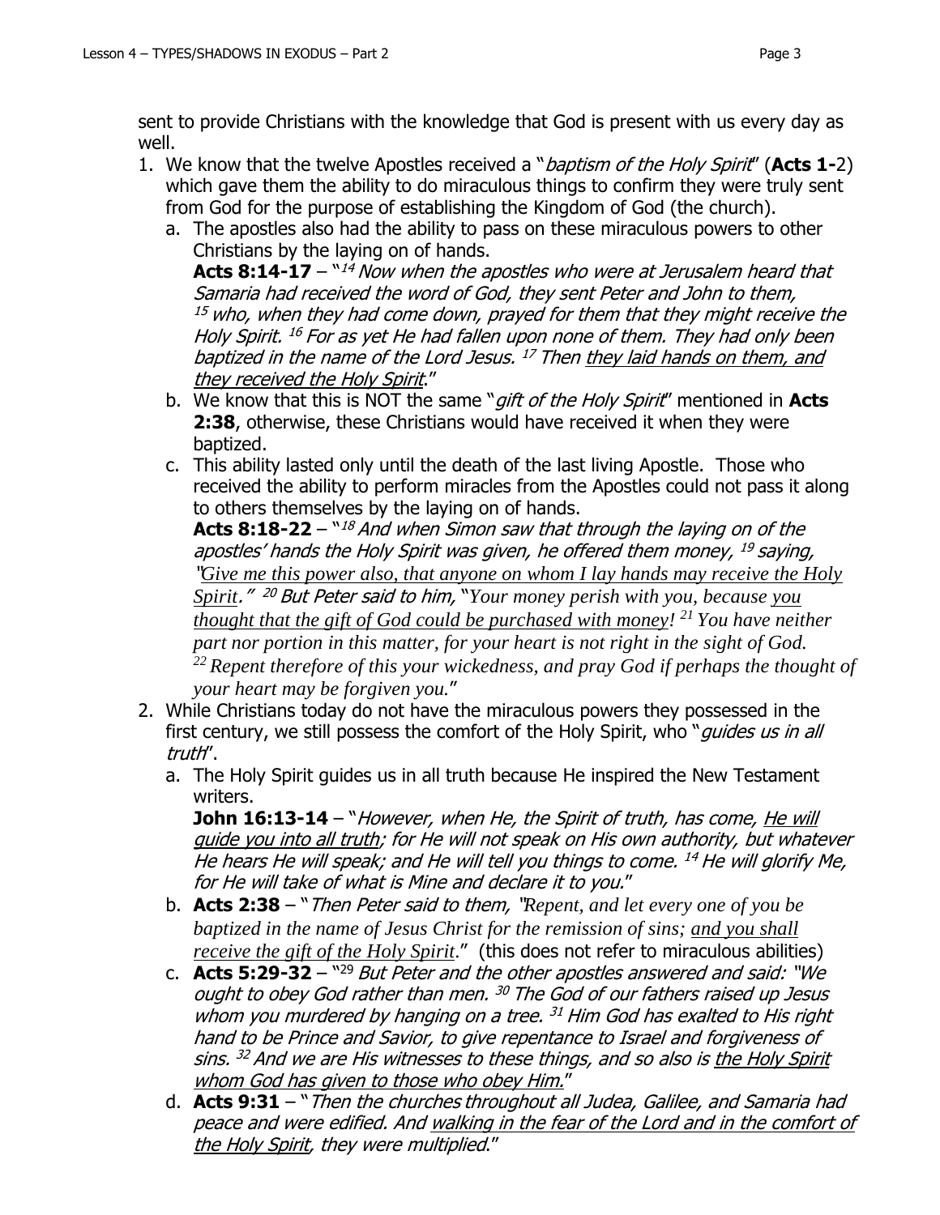sent to provide Christians with the knowledge that God is present with us every day as well.

1. We know that the twelve Apostles received a "*baptism of the Holy Spirit*" (**Acts 1-**2) which gave them the ability to do miraculous things to confirm they were truly sent from God for the purpose of establishing the Kingdom of God (the church).
   a. The apostles also had the ability to pass on these miraculous powers to other Christians by the laying on of hands.
   **Acts 8:14-17** – "[14] *Now when the apostles who were at Jerusalem heard that Samaria had received the word of God, they sent Peter and John to them,* [15] *who, when they had come down, prayed for them that they might receive the Holy Spirit.* [16] *For as yet He had fallen upon none of them. They had only been baptized in the name of the Lord Jesus.* [17] *Then <u>they laid hands on them, and they received the Holy Spirit</u>.*"
   b. We know that this is NOT the same "*gift of the Holy Spirit*" mentioned in **Acts 2:38**, otherwise, these Christians would have received it when they were baptized.
   c. This ability lasted only until the death of the last living Apostle. Those who received the ability to perform miracles from the Apostles could not pass it along to others themselves by the laying on of hands.
   **Acts 8:18-22** – "[18] *And when Simon saw that through the laying on of the apostles' hands the Holy Spirit was given, he offered them money,* [19] *saying, "<u>Give me this power also, that anyone on whom I lay hands may receive the Holy Spirit</u>."* [20] *But Peter said to him, "Your money perish with you, because <u>you thought that the gift of God could be purchased with money</u>!* [21] *You have neither part nor portion in this matter, for your heart is not right in the sight of God.* [22] *Repent therefore of this your wickedness, and pray God if perhaps the thought of your heart may be forgiven you.*"
2. While Christians today do not have the miraculous powers they possessed in the first century, we still possess the comfort of the Holy Spirit, who "*guides us in all truth*".
   a. The Holy Spirit guides us in all truth because He inspired the New Testament writers.
   **John 16:13-14** – "*However, when He, the Spirit of truth, has come, <u>He will guide you into all truth</u>; for He will not speak on His own authority, but whatever He hears He will speak; and He will tell you things to come.* [14] *He will glorify Me, for He will take of what is Mine and declare it to you.*"
   b. **Acts 2:38** – "*Then Peter said to them, "Repent, and let every one of you be baptized in the name of Jesus Christ for the remission of sins; <u>and you shall receive the gift of the Holy Spirit</u>.*" (this does not refer to miraculous abilities)
   c. **Acts 5:29-32** – "[29] *But Peter and the other apostles answered and said: "We ought to obey God rather than men.* [30] *The God of our fathers raised up Jesus whom you murdered by hanging on a tree.* [31] *Him God has exalted to His right hand to be Prince and Savior, to give repentance to Israel and forgiveness of sins.* [32] *And we are His witnesses to these things, and so also is <u>the Holy Spirit whom God has given to those who obey Him.</u>*"
   d. **Acts 9:31** – "*Then the churches throughout all Judea, Galilee, and Samaria had peace and were edified. And <u>walking in the fear of the Lord and in the comfort of the Holy Spirit</u>, they were multiplied.*"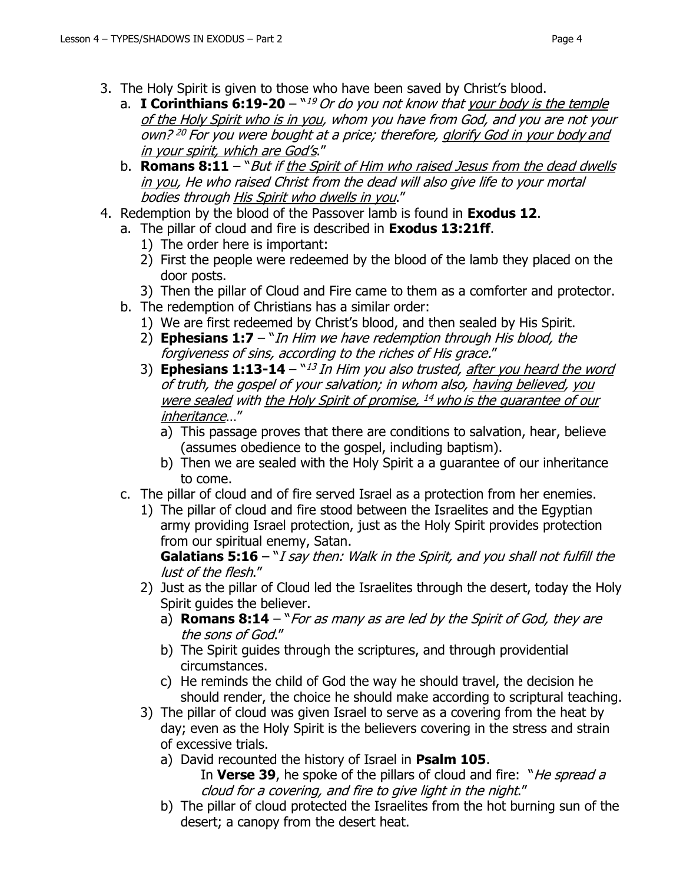3. The Holy Spirit is given to those who have been saved by Christ's blood.
   a. **I Corinthians 6:19-20** – "[19] *Or do you not know that <u>your body is the temple of the Holy Spirit who is in you</u>, whom you have from God, and you are not your own?* [20] *For you were bought at a price; therefore, <u>glorify God in your body and in your spirit, which are God's</u>.*"
   b. **Romans 8:11** – "*But if <u>the Spirit of Him who raised Jesus from the dead dwells in you</u>, He who raised Christ from the dead will also give life to your mortal bodies through <u>His Spirit who dwells in you</u>.*"
4. Redemption by the blood of the Passover lamb is found in **Exodus 12**.
   a. The pillar of cloud and fire is described in **Exodus 13:21ff**.
      1) The order here is important:
      2) First the people were redeemed by the blood of the lamb they placed on the door posts.
      3) Then the pillar of Cloud and Fire came to them as a comforter and protector.
   b. The redemption of Christians has a similar order:
      1) We are first redeemed by Christ's blood, and then sealed by His Spirit.
      2) **Ephesians 1:7** – "*In Him we have redemption through His blood, the forgiveness of sins, according to the riches of His grace.*"
      3) **Ephesians 1:13-14** – "[13] *In Him you also trusted, <u>after you heard the word of truth, the gospel of your salvation; in whom also, <u>having believed</u>, <u>you were sealed</u> with <u>the Holy Spirit of promise,</u></u>* [14] *<u>who is the guarantee of our inheritance</u>…*"
         a) This passage proves that there are conditions to salvation, hear, believe (assumes obedience to the gospel, including baptism).
         b) Then we are sealed with the Holy Spirit a a guarantee of our inheritance to come.
   c. The pillar of cloud and of fire served Israel as a protection from her enemies.
      1) The pillar of cloud and fire stood between the Israelites and the Egyptian army providing Israel protection, just as the Holy Spirit provides protection from our spiritual enemy, Satan.
         **Galatians 5:16** – "*I say then: Walk in the Spirit, and you shall not fulfill the lust of the flesh.*"
      2) Just as the pillar of Cloud led the Israelites through the desert, today the Holy Spirit guides the believer.
         a) **Romans 8:14** – "*For as many as are led by the Spirit of God, they are the sons of God.*"
         b) The Spirit guides through the scriptures, and through providential circumstances.
         c) He reminds the child of God the way he should travel, the decision he should render, the choice he should make according to scriptural teaching.
      3) The pillar of cloud was given Israel to serve as a covering from the heat by day; even as the Holy Spirit is the believers covering in the stress and strain of excessive trials.
         a) David recounted the history of Israel in **Psalm 105**.
            In **Verse 39**, he spoke of the pillars of cloud and fire: "*He spread a cloud for a covering, and fire to give light in the night.*"
         b) The pillar of cloud protected the Israelites from the hot burning sun of the desert; a canopy from the desert heat.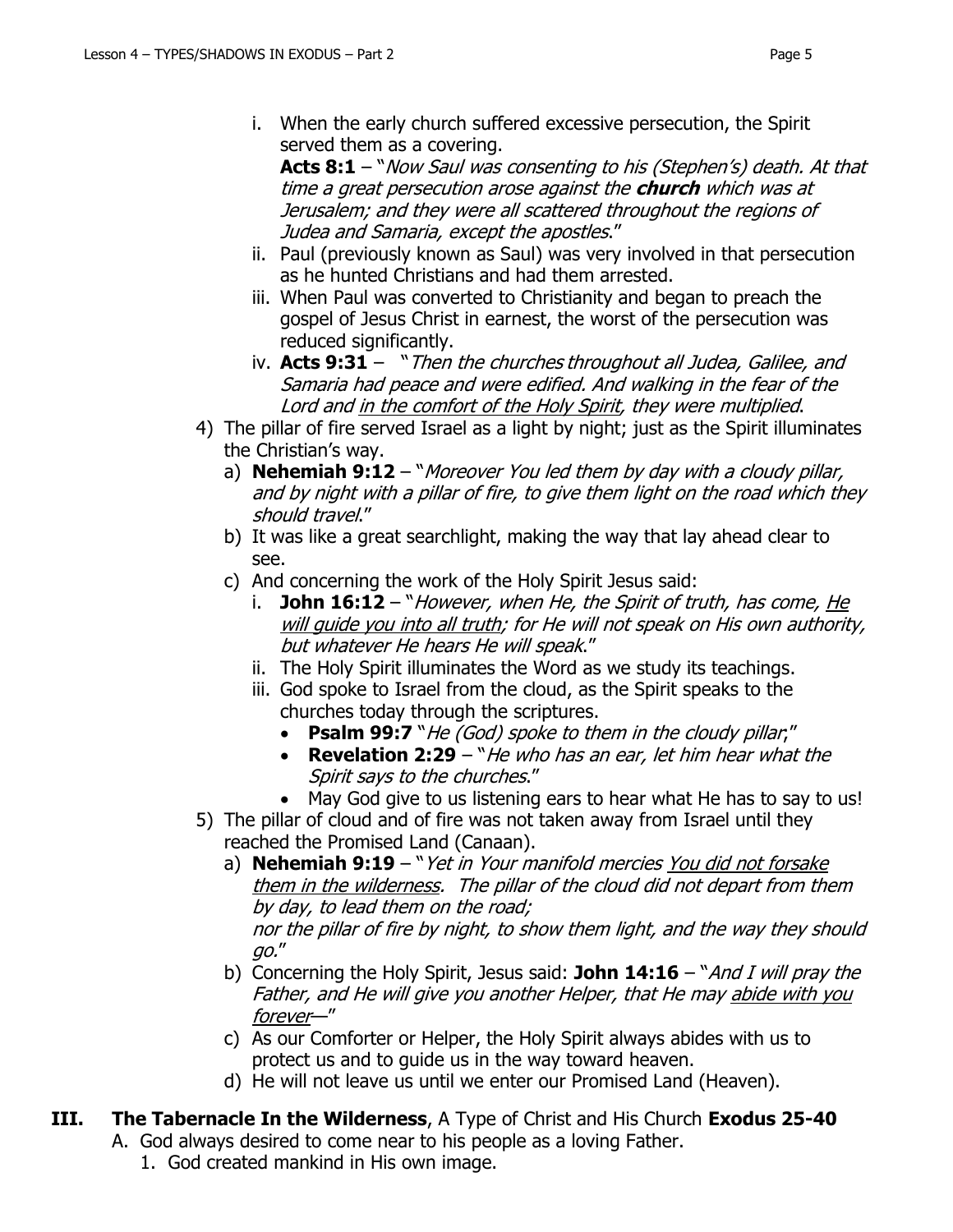i. When the early church suffered excessive persecution, the Spirit served them as a covering.
   **Acts 8:1** – "*Now Saul was consenting to his (Stephen's) death. At that time a great persecution arose against the* ***church*** *which was at Jerusalem; and they were all scattered throughout the regions of Judea and Samaria, except the apostles.*"
ii. Paul (previously known as Saul) was very involved in that persecution as he hunted Christians and had them arrested.
iii. When Paul was converted to Christianity and began to preach the gospel of Jesus Christ in earnest, the worst of the persecution was reduced significantly.
iv. **Acts 9:31** – "*Then the churches throughout all Judea, Galilee, and Samaria had peace and were edified. And walking in the fear of the Lord and <u>in the comfort of the Holy Spirit</u>, they were multiplied.*"

4) The pillar of fire served Israel as a light by night; just as the Spirit illuminates the Christian's way.
   a) **Nehemiah 9:12** – "*Moreover You led them by day with a cloudy pillar, and by night with a pillar of fire, to give them light on the road which they should travel.*"
   b) It was like a great searchlight, making the way that lay ahead clear to see.
   c) And concerning the work of the Holy Spirit Jesus said:
      i. **John 16:12** – "*However, when He, the Spirit of truth, has come, <u>He will guide you into all truth</u>; for He will not speak on His own authority, but whatever He hears He will speak.*"
      ii. The Holy Spirit illuminates the Word as we study its teachings.
      iii. God spoke to Israel from the cloud, as the Spirit speaks to the churches today through the scriptures.
         - **Psalm 99:7** "*He (God) spoke to them in the cloudy pillar;*"
         - **Revelation 2:29** – "*He who has an ear, let him hear what the Spirit says to the churches.*"
         - May God give to us listening ears to hear what He has to say to us!

5) The pillar of cloud and of fire was not taken away from Israel until they reached the Promised Land (Canaan).
   a) **Nehemiah 9:19** – "*Yet in Your manifold mercies <u>You did not forsake them in the wilderness</u>. The pillar of the cloud did not depart from them by day, to lead them on the road;*
      *nor the pillar of fire by night, to show them light, and the way they should go.*"
   b) Concerning the Holy Spirit, Jesus said: **John 14:16** – "*And I will pray the Father, and He will give you another Helper, that He may <u>abide with you forever</u>—*"
   c) As our Comforter or Helper, the Holy Spirit always abides with us to protect us and to guide us in the way toward heaven.
   d) He will not leave us until we enter our Promised Land (Heaven).

## III. **The Tabernacle In the Wilderness**, A Type of Christ and His Church **Exodus 25-40**

A. God always desired to come near to his people as a loving Father.
   1. God created mankind in His own image.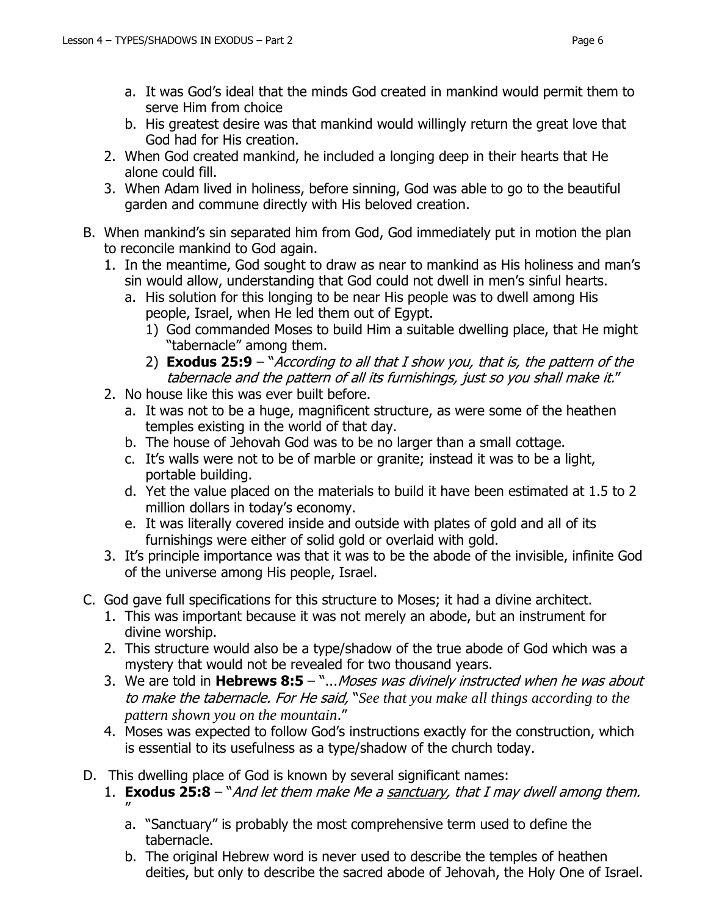a. It was God's ideal that the minds God created in mankind would permit them to serve Him from choice
   b. His greatest desire was that mankind would willingly return the great love that God had for His creation.
2. When God created mankind, he included a longing deep in their hearts that He alone could fill.
3. When Adam lived in holiness, before sinning, God was able to go to the beautiful garden and commune directly with His beloved creation.

B. When mankind's sin separated him from God, God immediately put in motion the plan to reconcile mankind to God again.
   1. In the meantime, God sought to draw as near to mankind as His holiness and man's sin would allow, understanding that God could not dwell in men's sinful hearts.
      a. His solution for this longing to be near His people was to dwell among His people, Israel, when He led them out of Egypt.
         1) God commanded Moses to build Him a suitable dwelling place, that He might "tabernacle" among them.
         2) **Exodus 25:9** – "*According to all that I show you, that is, the pattern of the tabernacle and the pattern of all its furnishings, just so you shall make it.*"
   2. No house like this was ever built before.
      a. It was not to be a huge, magnificent structure, as were some of the heathen temples existing in the world of that day.
      b. The house of Jehovah God was to be no larger than a small cottage.
      c. It's walls were not to be of marble or granite; instead it was to be a light, portable building.
      d. Yet the value placed on the materials to build it have been estimated at 1.5 to 2 million dollars in today's economy.
      e. It was literally covered inside and outside with plates of gold and all of its furnishings were either of solid gold or overlaid with gold.
   3. It's principle importance was that it was to be the abode of the invisible, infinite God of the universe among His people, Israel.

C. God gave full specifications for this structure to Moses; it had a divine architect.
   1. This was important because it was not merely an abode, but an instrument for divine worship.
   2. This structure would also be a type/shadow of the true abode of God which was a mystery that would not be revealed for two thousand years.
   3. We are told in **Hebrews 8:5** – "...*Moses was divinely instructed when he was about to make the tabernacle. For He said,* "*See that you make all things according to the pattern shown you on the mountain*."
   4. Moses was expected to follow God's instructions exactly for the construction, which is essential to its usefulness as a type/shadow of the church today.

D. This dwelling place of God is known by several significant names:
   1. **Exodus 25:8** – "*And let them make Me a* <u>*sanctuary*</u>*, that I may dwell among them.* "
      a. "Sanctuary" is probably the most comprehensive term used to define the tabernacle.
      b. The original Hebrew word is never used to describe the temples of heathen deities, but only to describe the sacred abode of Jehovah, the Holy One of Israel.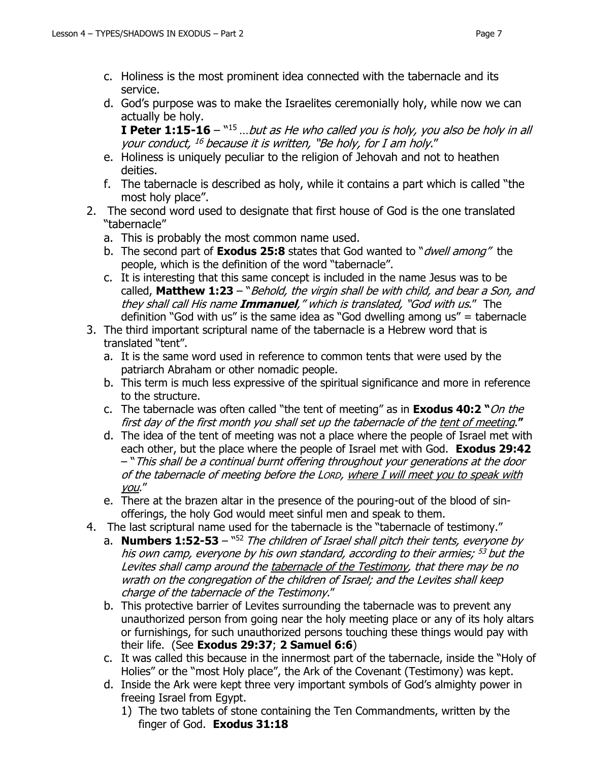c. Holiness is the most prominent idea connected with the tabernacle and its service.
   d. God's purpose was to make the Israelites ceremonially holy, while now we can actually be holy.
      **I Peter 1:15-16** – "[15] …*but as He who called you is holy, you also be holy in all your conduct,* [16] *because it is written, "Be holy, for I am holy*."
   e. Holiness is uniquely peculiar to the religion of Jehovah and not to heathen deities.
   f. The tabernacle is described as holy, while it contains a part which is called "the most holy place".
2. The second word used to designate that first house of God is the one translated "tabernacle"
   a. This is probably the most common name used.
   b. The second part of **Exodus 25:8** states that God wanted to "*dwell among"* the people, which is the definition of the word "tabernacle".
   c. It is interesting that this same concept is included in the name Jesus was to be called, **Matthew 1:23** – "*Behold, the virgin shall be with child, and bear a Son, and they shall call His name* ***Immanuel****," which is translated, "God with us*." The definition "God with us" is the same idea as "God dwelling among us" = tabernacle
3. The third important scriptural name of the tabernacle is a Hebrew word that is translated "tent".
   a. It is the same word used in reference to common tents that were used by the patriarch Abraham or other nomadic people.
   b. This term is much less expressive of the spiritual significance and more in reference to the structure.
   c. The tabernacle was often called "the tent of meeting" as in **Exodus 40:2 "***On the first day of the first month you shall set up the tabernacle of the* <u>*tent of meeting*</u>.**"**
   d. The idea of the tent of meeting was not a place where the people of Israel met with each other, but the place where the people of Israel met with God. **Exodus 29:42** – "*This shall be a continual burnt offering throughout your generations at the door of the tabernacle of meeting before the* L<small>ORD</small>, <u>*where I will meet you to speak with you*</u>."
   e. There at the brazen altar in the presence of the pouring-out of the blood of sin-offerings, the holy God would meet sinful men and speak to them.
4. The last scriptural name used for the tabernacle is the "tabernacle of testimony."
   a. **Numbers 1:52-53** – "[52] *The children of Israel shall pitch their tents, everyone by his own camp, everyone by his own standard, according to their armies;* [53] *but the Levites shall camp around the* <u>*tabernacle of the Testimony*</u>, *that there may be no wrath on the congregation of the children of Israel; and the Levites shall keep charge of the tabernacle of the Testimony*."
   b. This protective barrier of Levites surrounding the tabernacle was to prevent any unauthorized person from going near the holy meeting place or any of its holy altars or furnishings, for such unauthorized persons touching these things would pay with their life. (See **Exodus 29:37**; **2 Samuel 6:6**)
   c. It was called this because in the innermost part of the tabernacle, inside the "Holy of Holies" or the "most Holy place", the Ark of the Covenant (Testimony) was kept.
   d. Inside the Ark were kept three very important symbols of God's almighty power in freeing Israel from Egypt.
      1) The two tablets of stone containing the Ten Commandments, written by the finger of God. **Exodus 31:18**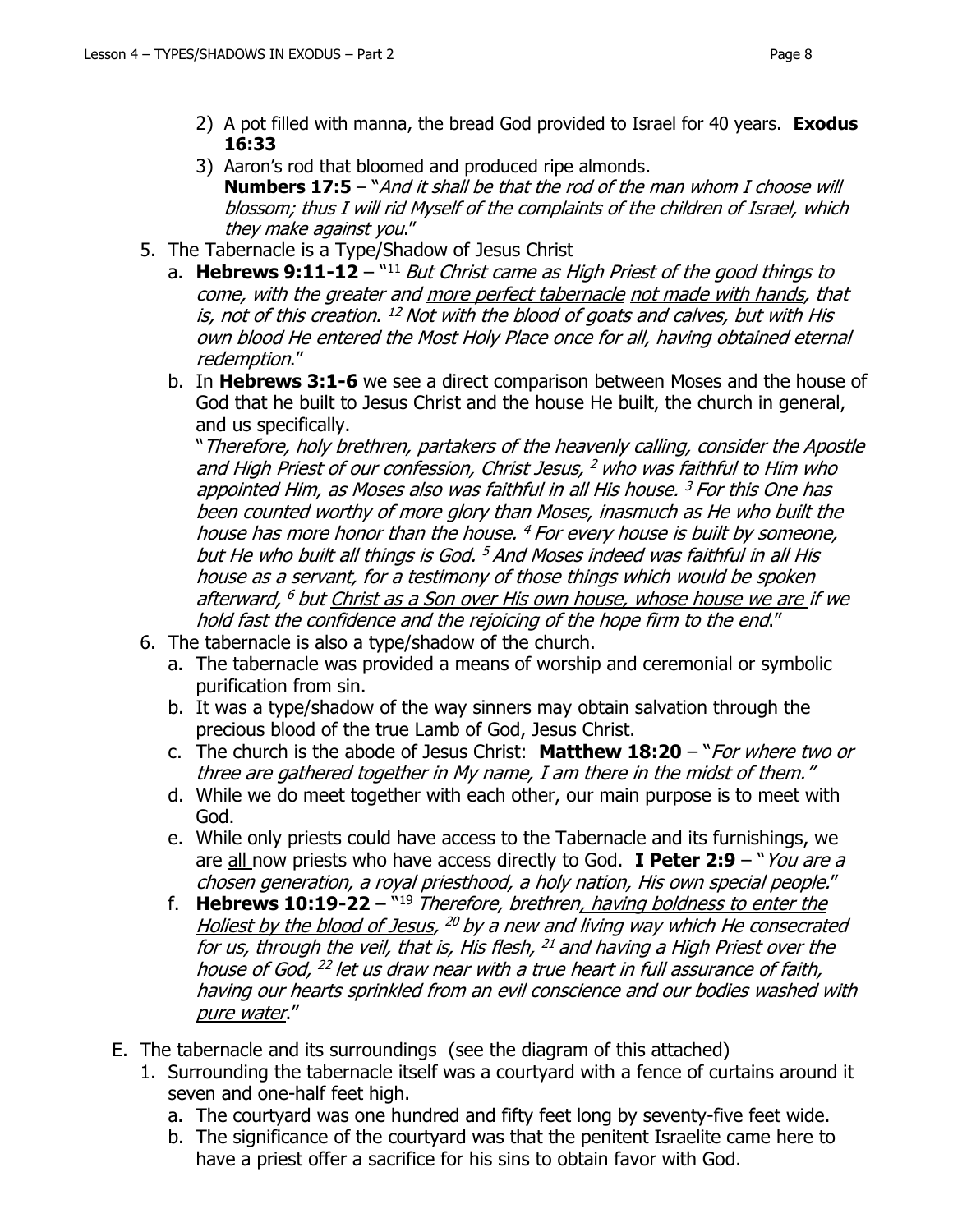2) A pot filled with manna, the bread God provided to Israel for 40 years. **Exodus 16:33**
3) Aaron's rod that bloomed and produced ripe almonds. **Numbers 17:5** – "*And it shall be that the rod of the man whom I choose will blossom; thus I will rid Myself of the complaints of the children of Israel, which they make against you*."

5. The Tabernacle is a Type/Shadow of Jesus Christ
   a. **Hebrews 9:11-12** – "[11] *But Christ came as High Priest of the good things to come, with the greater and <u>more perfect tabernacle</u> <u>not made with hands</u>, that is, not of this creation.* [12] *Not with the blood of goats and calves, but with His own blood He entered the Most Holy Place once for all, having obtained eternal redemption*."
   b. In **Hebrews 3:1-6** we see a direct comparison between Moses and the house of God that he built to Jesus Christ and the house He built, the church in general, and us specifically.
   "*Therefore, holy brethren, partakers of the heavenly calling, consider the Apostle and High Priest of our confession, Christ Jesus,* [2] *who was faithful to Him who appointed Him, as Moses also was faithful in all His house.* [3] *For this One has been counted worthy of more glory than Moses, inasmuch as He who built the house has more honor than the house.* [4] *For every house is built by someone, but He who built all things is God.* [5] *And Moses indeed was faithful in all His house as a servant, for a testimony of those things which would be spoken afterward,* [6] *but <u>Christ as a Son over His own house, whose house we are</u> if we hold fast the confidence and the rejoicing of the hope firm to the end*."

6. The tabernacle is also a type/shadow of the church.
   a. The tabernacle was provided a means of worship and ceremonial or symbolic purification from sin.
   b. It was a type/shadow of the way sinners may obtain salvation through the precious blood of the true Lamb of God, Jesus Christ.
   c. The church is the abode of Jesus Christ: **Matthew 18:20** – "*For where two or three are gathered together in My name, I am there in the midst of them."*
   d. While we do meet together with each other, our main purpose is to meet with God.
   e. While only priests could have access to the Tabernacle and its furnishings, we are <u>all</u> now priests who have access directly to God. **I Peter 2:9** – "*You are a chosen generation, a royal priesthood, a holy nation, His own special people*."
   f. **Hebrews 10:19-22** – "[19] *Therefore, brethren<u>, having boldness to enter the Holiest by the blood of Jesus</u>,* [20] *by a new and living way which He consecrated for us, through the veil, that is, His flesh,* [21] *and having a High Priest over the house of God,* [22] *let us draw near with a true heart in full assurance of faith, <u>having our hearts sprinkled from an evil conscience and our bodies washed with pure water</u>*."

E. The tabernacle and its surroundings (see the diagram of this attached)
   1. Surrounding the tabernacle itself was a courtyard with a fence of curtains around it seven and one-half feet high.
      a. The courtyard was one hundred and fifty feet long by seventy-five feet wide.
      b. The significance of the courtyard was that the penitent Israelite came here to have a priest offer a sacrifice for his sins to obtain favor with God.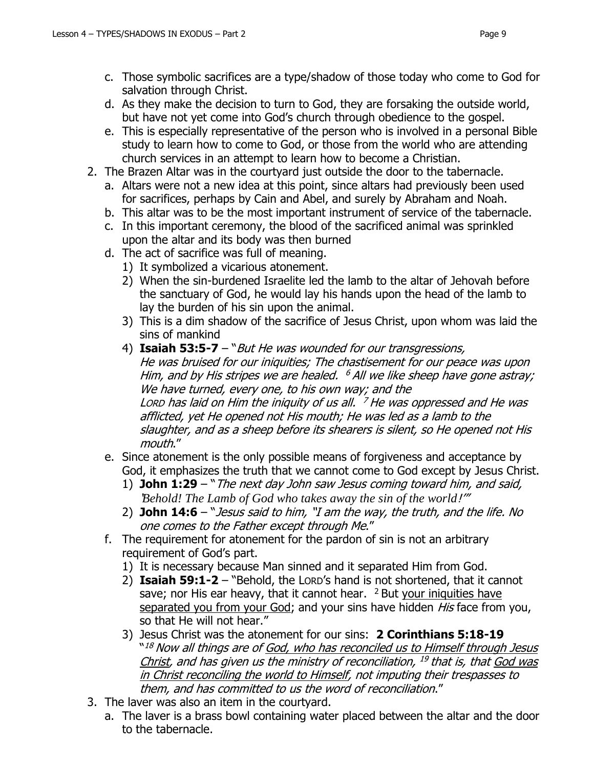c. Those symbolic sacrifices are a type/shadow of those today who come to God for salvation through Christ.
   d. As they make the decision to turn to God, they are forsaking the outside world, but have not yet come into God's church through obedience to the gospel.
   e. This is especially representative of the person who is involved in a personal Bible study to learn how to come to God, or those from the world who are attending church services in an attempt to learn how to become a Christian.

2. The Brazen Altar was in the courtyard just outside the door to the tabernacle.
   a. Altars were not a new idea at this point, since altars had previously been used for sacrifices, perhaps by Cain and Abel, and surely by Abraham and Noah.
   b. This altar was to be the most important instrument of service of the tabernacle.
   c. In this important ceremony, the blood of the sacrificed animal was sprinkled upon the altar and its body was then burned
   d. The act of sacrifice was full of meaning.
      1) It symbolized a vicarious atonement.
      2) When the sin-burdened Israelite led the lamb to the altar of Jehovah before the sanctuary of God, he would lay his hands upon the head of the lamb to lay the burden of his sin upon the animal.
      3) This is a dim shadow of the sacrifice of Jesus Christ, upon whom was laid the sins of mankind
      4) **Isaiah 53:5-7** – "*But He was wounded for our transgressions, He was bruised for our iniquities; The chastisement for our peace was upon Him, and by His stripes we are healed. [6] All we like sheep have gone astray; We have turned, every one, to his own way; and the LORD has laid on Him the iniquity of us all. [7] He was oppressed and He was afflicted, yet He opened not His mouth; He was led as a lamb to the slaughter, and as a sheep before its shearers is silent, so He opened not His mouth*."
   e. Since atonement is the only possible means of forgiveness and acceptance by God, it emphasizes the truth that we cannot come to God except by Jesus Christ.
      1) **John 1:29** – "*The next day John saw Jesus coming toward him, and said, 'Behold! The Lamb of God who takes away the sin of the world!'*"
      2) **John 14:6** – "*Jesus said to him, "I am the way, the truth, and the life. No one comes to the Father except through Me*."
   f. The requirement for atonement for the pardon of sin is not an arbitrary requirement of God's part.
      1) It is necessary because Man sinned and it separated Him from God.
      2) **Isaiah 59:1-2** – "Behold, the LORD's hand is not shortened, that it cannot save; nor His ear heavy, that it cannot hear. [2] But <u>your iniquities have separated you from your God</u>; and your sins have hidden *His* face from you, so that He will not hear."
      3) Jesus Christ was the atonement for our sins: **2 Corinthians 5:18-19** "*[18] Now all things are of <u>God, who has reconciled us to Himself through Jesus Christ</u>, and has given us the ministry of reconciliation, [19] that is, that <u>God was in Christ reconciling the world to Himself</u>, not imputing their trespasses to them, and has committed to us the word of reconciliation*."

3. The laver was also an item in the courtyard.
   a. The laver is a brass bowl containing water placed between the altar and the door to the tabernacle.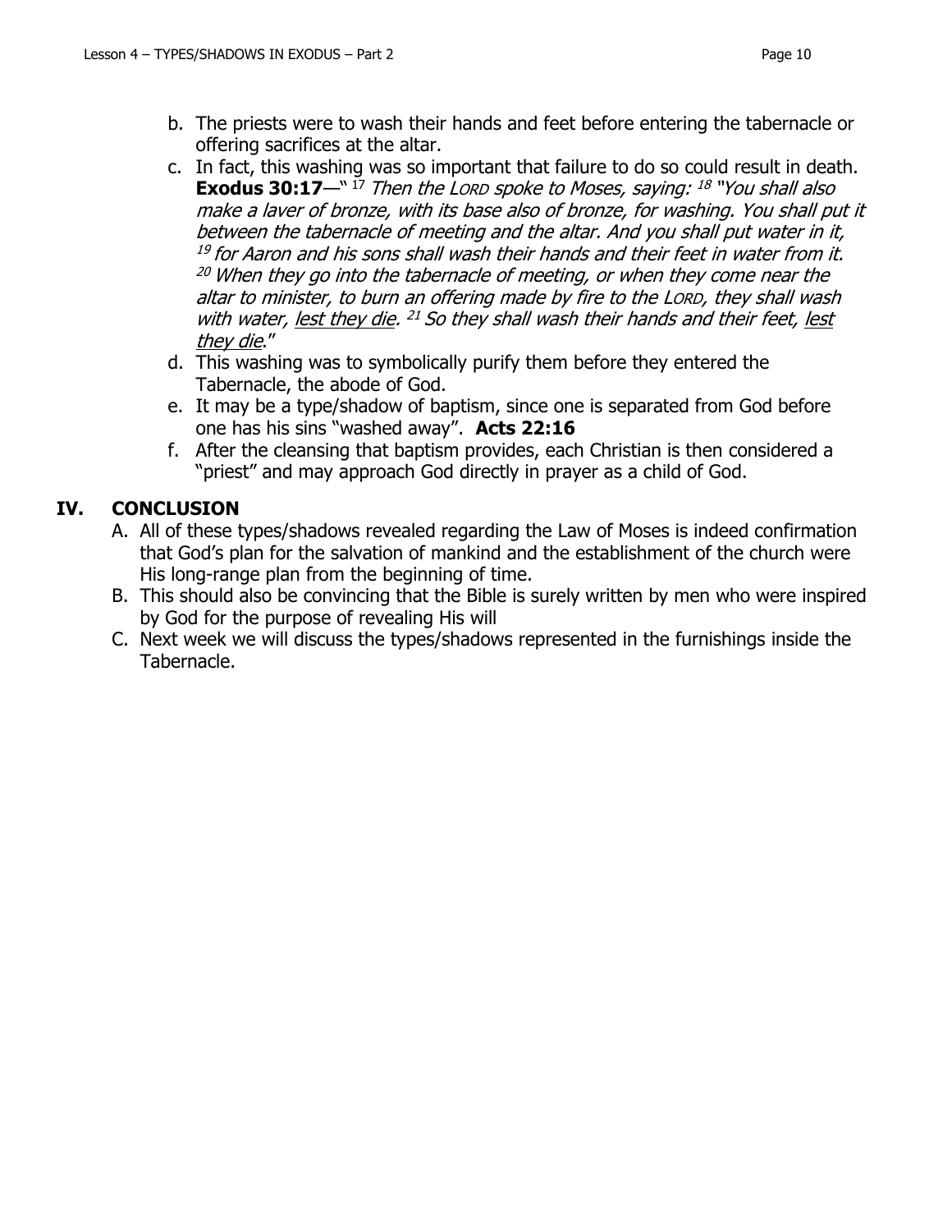b. The priests were to wash their hands and feet before entering the tabernacle or offering sacrifices at the altar.

c. In fact, this washing was so important that failure to do so could result in death. **Exodus 30:17**—" [17] *Then the LORD spoke to Moses, saying:* [18] *"You shall also make a laver of bronze, with its base also of bronze, for washing. You shall put it between the tabernacle of meeting and the altar. And you shall put water in it,* [19] *for Aaron and his sons shall wash their hands and their feet in water from it.* [20] *When they go into the tabernacle of meeting, or when they come near the altar to minister, to burn an offering made by fire to the LORD, they shall wash with water, <u>lest they die</u>.* [21] *So they shall wash their hands and their feet, <u>lest they die</u>.*"

d. This washing was to symbolically purify them before they entered the Tabernacle, the abode of God.

e. It may be a type/shadow of baptism, since one is separated from God before one has his sins "washed away". **Acts 22:16**

f. After the cleansing that baptism provides, each Christian is then considered a "priest" and may approach God directly in prayer as a child of God.

## IV. CONCLUSION

A. All of these types/shadows revealed regarding the Law of Moses is indeed confirmation that God's plan for the salvation of mankind and the establishment of the church were His long-range plan from the beginning of time.

B. This should also be convincing that the Bible is surely written by men who were inspired by God for the purpose of revealing His will

C. Next week we will discuss the types/shadows represented in the furnishings inside the Tabernacle.